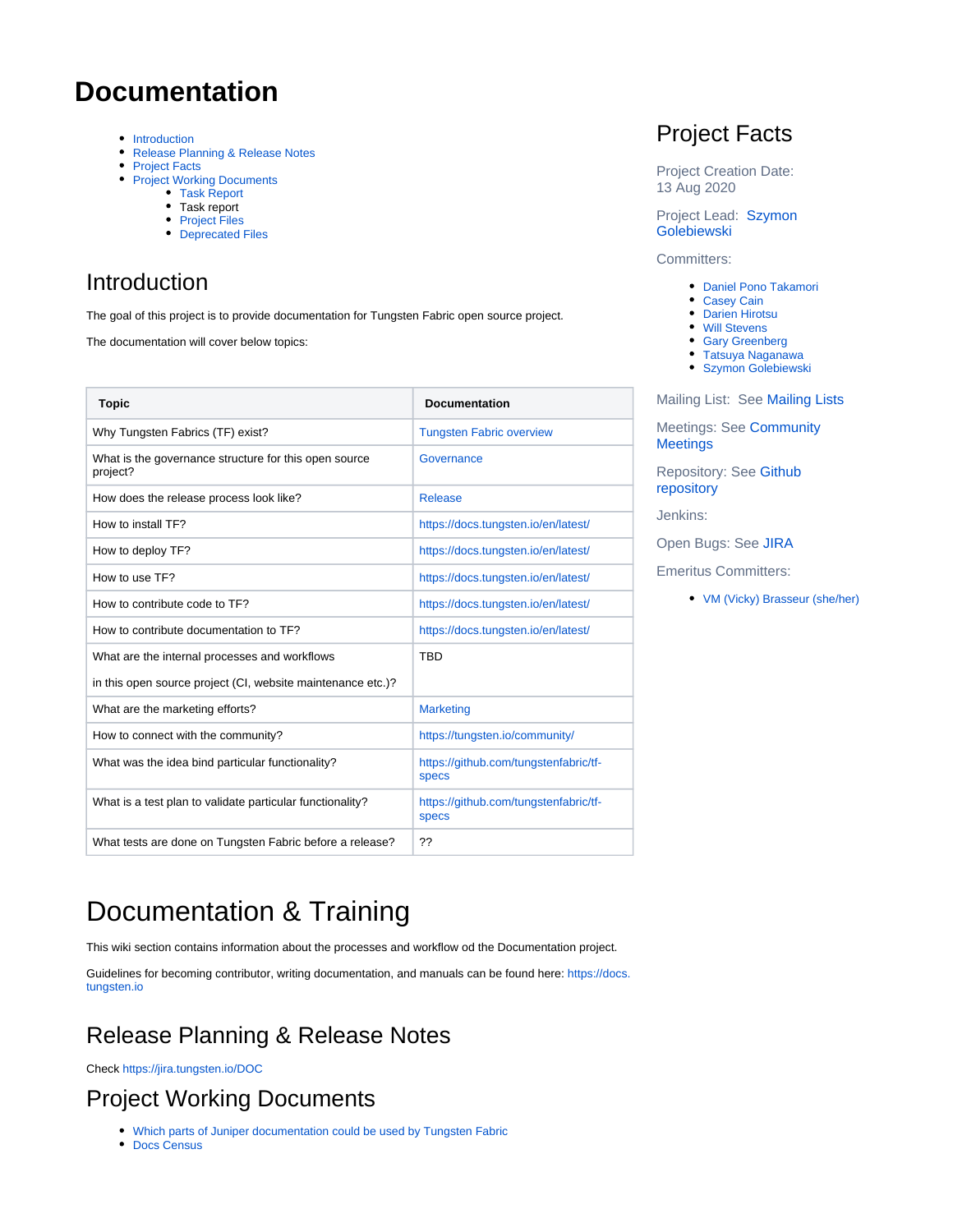# Documentation

- Introduction
- Release Planning & Release Notes
- Project Facts
- Project Working Documents
  - Task Report
  - Task report
  - Project Files
  - Deprecated Files

## Introduction

The goal of this project is to provide documentation for Tungsten Fabric open source project.

The documentation will cover below topics:

| Topic | Documentation |
|---|---|
| Why Tungsten Fabrics (TF) exist? | Tungsten Fabric overview |
| What is the governance structure for this open source project? | Governance |
| How does the release process look like? | Release |
| How to install TF? | https://docs.tungsten.io/en/latest/ |
| How to deploy TF? | https://docs.tungsten.io/en/latest/ |
| How to use TF? | https://docs.tungsten.io/en/latest/ |
| How to contribute code to TF? | https://docs.tungsten.io/en/latest/ |
| How to contribute documentation to TF? | https://docs.tungsten.io/en/latest/ |
| What are the internal processes and workflows<br><br>in this open source project (CI, website maintenance etc.)? | TBD |
| What are the marketing efforts? | Marketing |
| How to connect with the community? | https://tungsten.io/community/ |
| What was the idea bind particular functionality? | https://github.com/tungstenfabric/tf-specs |
| What is a test plan to validate particular functionality? | https://github.com/tungstenfabric/tf-specs |
| What tests are done on Tungsten Fabric before a release? | ?? |

## Project Facts

Project Creation Date: 13 Aug 2020

Project Lead: Szymon Golebiewski

Committers:

- Daniel Pono Takamori
- Casey Cain
- Darien Hirotsu
- Will Stevens
- Gary Greenberg
- Tatsuya Naganawa
- Szymon Golebiewski

Mailing List: See Mailing Lists

Meetings: See Community Meetings

Repository: See Github repository

Jenkins:

Open Bugs: See JIRA

Emeritus Committers:

- VM (Vicky) Brasseur (she/her)

# Documentation & Training

This wiki section contains information about the processes and workflow od the Documentation project.

Guidelines for becoming contributor, writing documentation, and manuals can be found here: https://docs.tungsten.io

## Release Planning & Release Notes

Check https://jira.tungsten.io/DOC

## Project Working Documents

- Which parts of Juniper documentation could be used by Tungsten Fabric
- Docs Census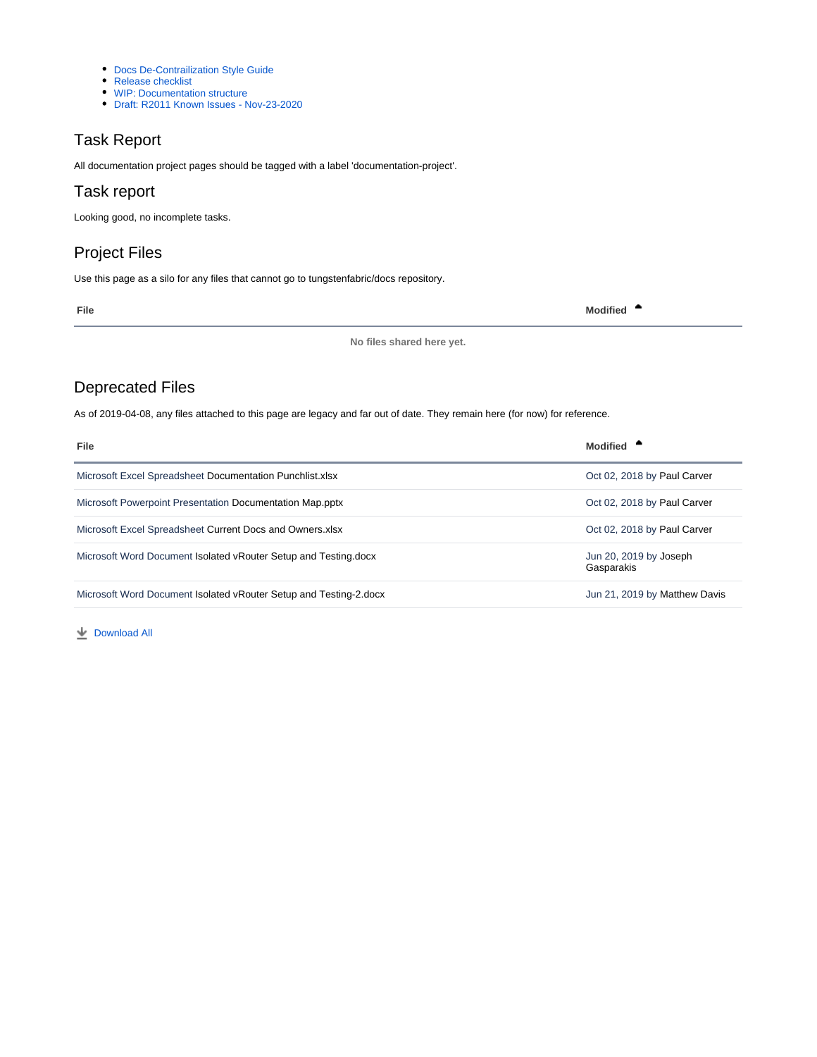- Docs De-Contrailization Style Guide
- Release checklist
- WIP: Documentation structure
- Draft: R2011 Known Issues - Nov-23-2020

## Task Report

All documentation project pages should be tagged with a label 'documentation-project'.

## Task report

Looking good, no incomplete tasks.

## Project Files

Use this page as a silo for any files that cannot go to tungstenfabric/docs repository.

| File | Modified |
| --- | --- |
| No files shared here yet. | |

## Deprecated Files

As of 2019-04-08, any files attached to this page are legacy and far out of date. They remain here (for now) for reference.

| File | Modified |
| --- | --- |
| Microsoft Excel Spreadsheet Documentation Punchlist.xlsx | Oct 02, 2018 by Paul Carver |
| Microsoft Powerpoint Presentation Documentation Map.pptx | Oct 02, 2018 by Paul Carver |
| Microsoft Excel Spreadsheet Current Docs and Owners.xlsx | Oct 02, 2018 by Paul Carver |
| Microsoft Word Document Isolated vRouter Setup and Testing.docx | Jun 20, 2019 by Joseph Gasparakis |
| Microsoft Word Document Isolated vRouter Setup and Testing-2.docx | Jun 21, 2019 by Matthew Davis |

Download All